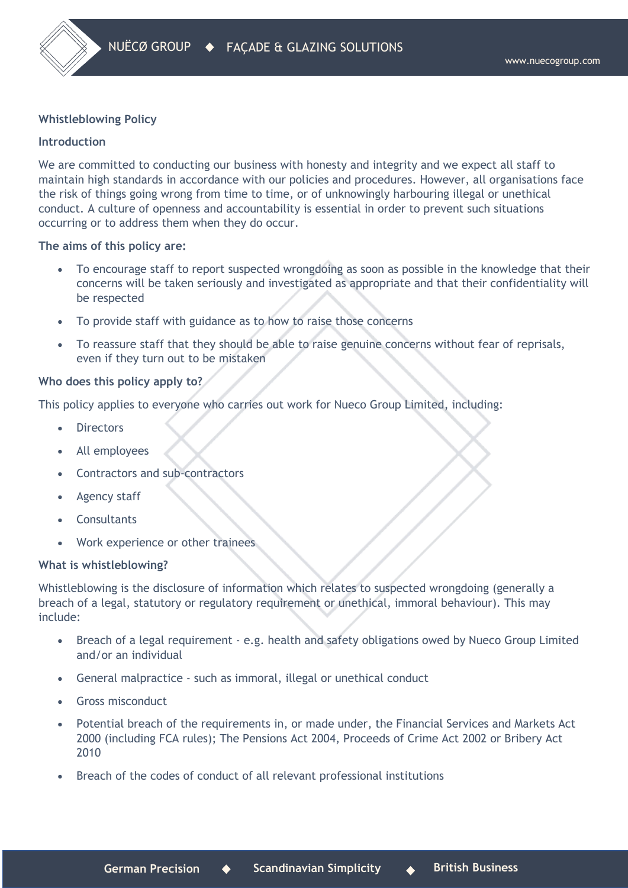# Whistleblowing Policy

## Introduction

We are committed to conducting our business with honesty and integrity and we expect all staff to maintain high standards in accordance with our policies and procedures. However, all organisations face the risk of things going wrong from time to time, or of unknowingly harbouring illegal or unethical conduct. A culture of openness and accountability is essential in order to prevent such situations occurring or to address them when they do occur.

## The aims of this policy are:

- To encourage staff to report suspected wrongdoing as soon as possible in the knowledge that their concerns will be taken seriously and investigated as appropriate and that their confidentiality will be respected
- To provide staff with guidance as to how to raise those concerns
- To reassure staff that they should be able to raise genuine concerns without fear of reprisals, even if they turn out to be mistaken

## Who does this policy apply to?

This policy applies to everyone who carries out work for Nueco Group Limited, including:

- Directors
- All employees
- Contractors and sub-contractors
- Agency staff
- Consultants
- Work experience or other trainees

## What is whistleblowing?

Whistleblowing is the disclosure of information which relates to suspected wrongdoing (generally a breach of a legal, statutory or regulatory requirement or unethical, immoral behaviour). This may include:

- Breach of a legal requirement - e.g. health and safety obligations owed by Nueco Group Limited and/or an individual
- General malpractice - such as immoral, illegal or unethical conduct
- Gross misconduct
- Potential breach of the requirements in, or made under, the Financial Services and Markets Act 2000 (including FCA rules); The Pensions Act 2004, Proceeds of Crime Act 2002 or Bribery Act 2010
- Breach of the codes of conduct of all relevant professional institutions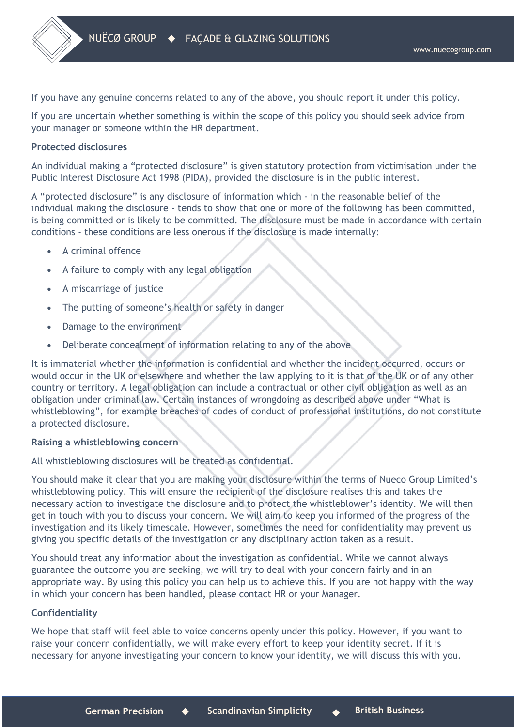If you have any genuine concerns related to any of the above, you should report it under this policy.

If you are uncertain whether something is within the scope of this policy you should seek advice from your manager or someone within the HR department.

**Protected disclosures**

An individual making a "protected disclosure" is given statutory protection from victimisation under the Public Interest Disclosure Act 1998 (PIDA), provided the disclosure is in the public interest.

A "protected disclosure" is any disclosure of information which - in the reasonable belief of the individual making the disclosure - tends to show that one or more of the following has been committed, is being committed or is likely to be committed. The disclosure must be made in accordance with certain conditions - these conditions are less onerous if the disclosure is made internally:

- A criminal offence
- A failure to comply with any legal obligation
- A miscarriage of justice
- The putting of someone's health or safety in danger
- Damage to the environment
- Deliberate concealment of information relating to any of the above

It is immaterial whether the information is confidential and whether the incident occurred, occurs or would occur in the UK or elsewhere and whether the law applying to it is that of the UK or of any other country or territory. A legal obligation can include a contractual or other civil obligation as well as an obligation under criminal law. Certain instances of wrongdoing as described above under "What is whistleblowing", for example breaches of codes of conduct of professional institutions, do not constitute a protected disclosure.

**Raising a whistleblowing concern**

All whistleblowing disclosures will be treated as confidential.

You should make it clear that you are making your disclosure within the terms of Nueco Group Limited's whistleblowing policy. This will ensure the recipient of the disclosure realises this and takes the necessary action to investigate the disclosure and to protect the whistleblower's identity. We will then get in touch with you to discuss your concern. We will aim to keep you informed of the progress of the investigation and its likely timescale. However, sometimes the need for confidentiality may prevent us giving you specific details of the investigation or any disciplinary action taken as a result.

You should treat any information about the investigation as confidential. While we cannot always guarantee the outcome you are seeking, we will try to deal with your concern fairly and in an appropriate way. By using this policy you can help us to achieve this. If you are not happy with the way in which your concern has been handled, please contact HR or your Manager.

**Confidentiality**

We hope that staff will feel able to voice concerns openly under this policy. However, if you want to raise your concern confidentially, we will make every effort to keep your identity secret. If it is necessary for anyone investigating your concern to know your identity, we will discuss this with you.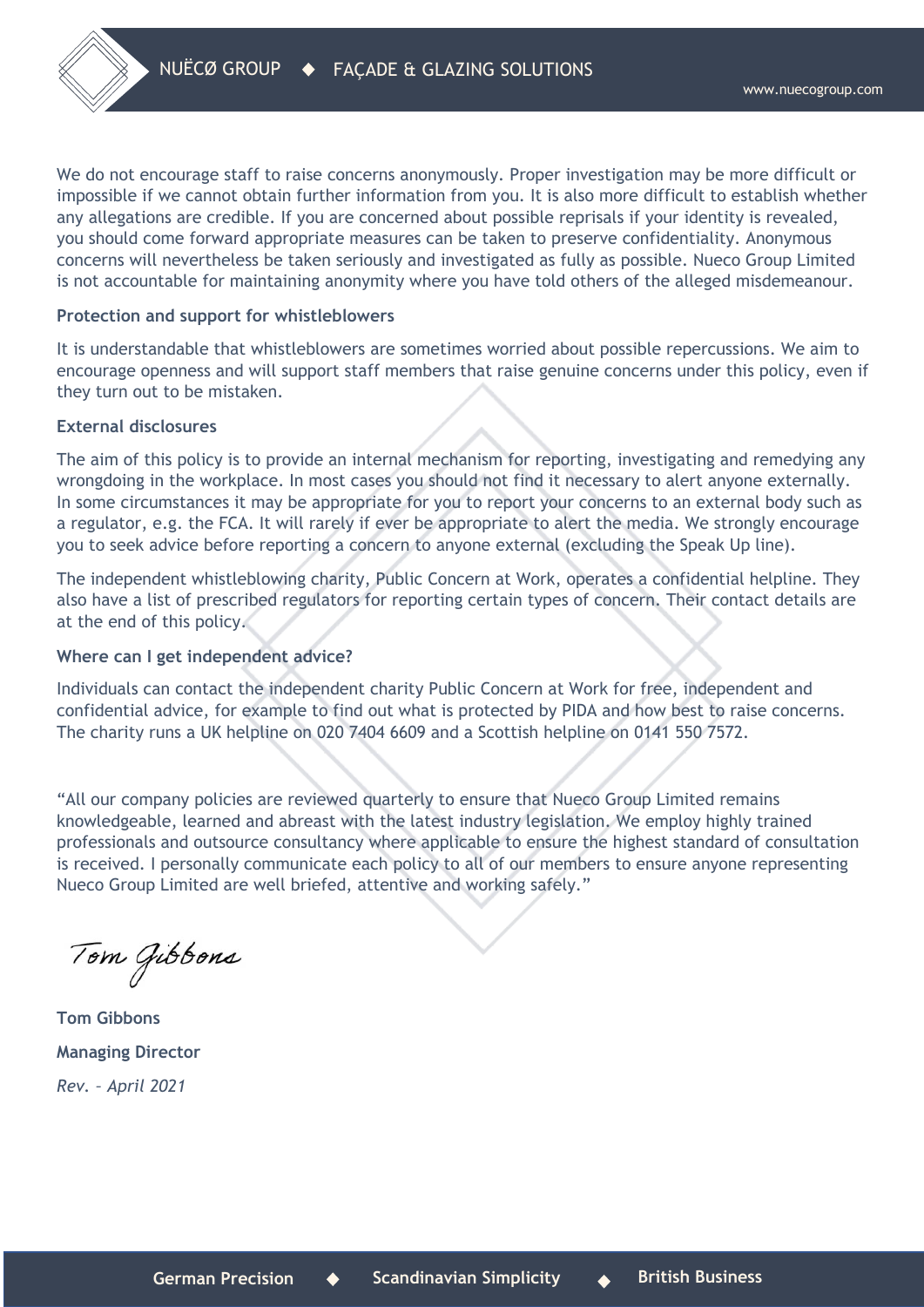We do not encourage staff to raise concerns anonymously. Proper investigation may be more difficult or impossible if we cannot obtain further information from you. It is also more difficult to establish whether any allegations are credible. If you are concerned about possible reprisals if your identity is revealed, you should come forward appropriate measures can be taken to preserve confidentiality. Anonymous concerns will nevertheless be taken seriously and investigated as fully as possible. Nueco Group Limited is not accountable for maintaining anonymity where you have told others of the alleged misdemeanour.

**Protection and support for whistleblowers**

It is understandable that whistleblowers are sometimes worried about possible repercussions. We aim to encourage openness and will support staff members that raise genuine concerns under this policy, even if they turn out to be mistaken.

**External disclosures**

The aim of this policy is to provide an internal mechanism for reporting, investigating and remedying any wrongdoing in the workplace. In most cases you should not find it necessary to alert anyone externally. In some circumstances it may be appropriate for you to report your concerns to an external body such as a regulator, e.g. the FCA. It will rarely if ever be appropriate to alert the media. We strongly encourage you to seek advice before reporting a concern to anyone external (excluding the Speak Up line).

The independent whistleblowing charity, Public Concern at Work, operates a confidential helpline. They also have a list of prescribed regulators for reporting certain types of concern. Their contact details are at the end of this policy.

**Where can I get independent advice?**

Individuals can contact the independent charity Public Concern at Work for free, independent and confidential advice, for example to find out what is protected by PIDA and how best to raise concerns. The charity runs a UK helpline on 020 7404 6609 and a Scottish helpline on 0141 550 7572.

"All our company policies are reviewed quarterly to ensure that Nueco Group Limited remains knowledgeable, learned and abreast with the latest industry legislation. We employ highly trained professionals and outsource consultancy where applicable to ensure the highest standard of consultation is received. I personally communicate each policy to all of our members to ensure anyone representing Nueco Group Limited are well briefed, attentive and working safely."

*Tom Gibbons*

**Tom Gibbons**

**Managing Director**

*Rev. – April 2021*